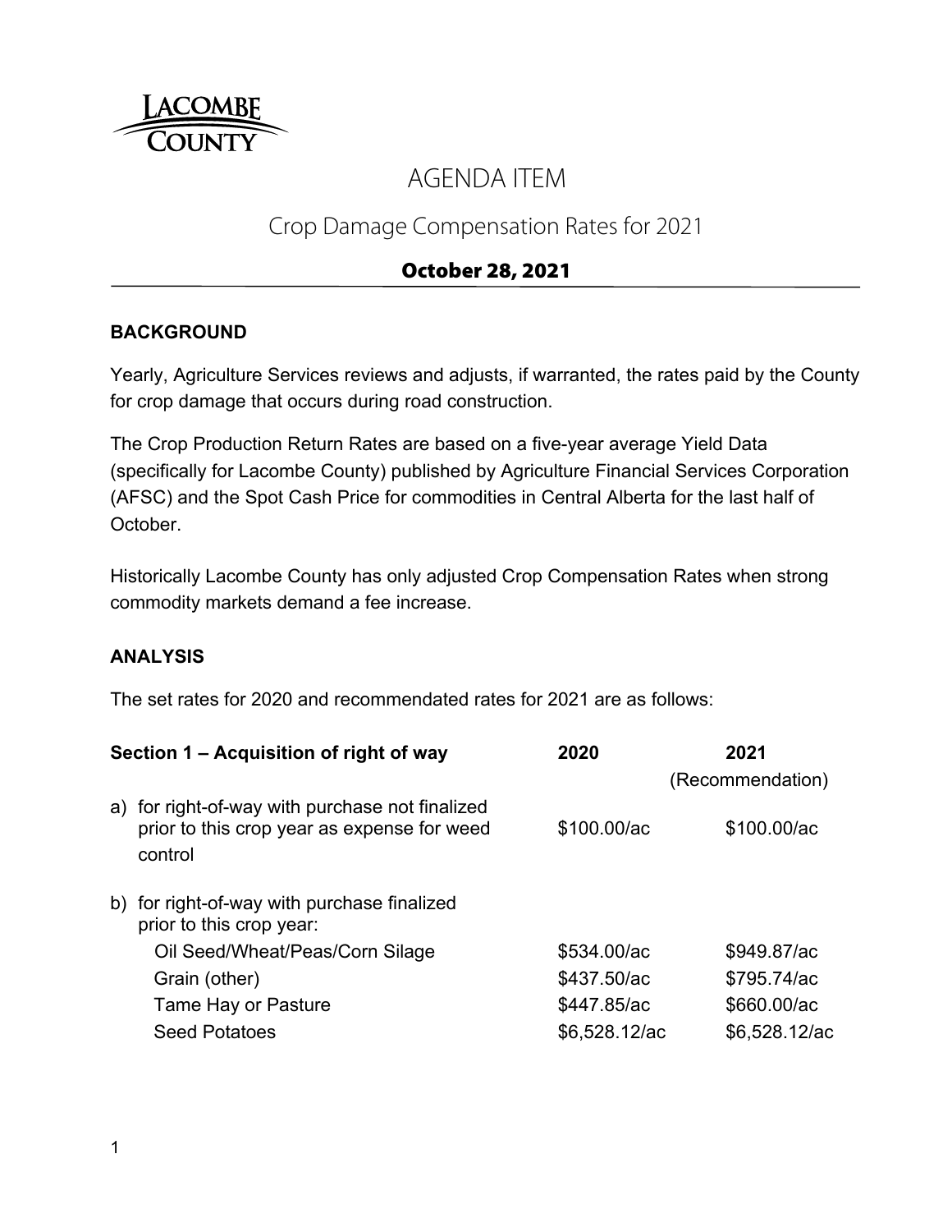LACOMBE COUNTY

# AGENDA ITEM

## Crop Damage Compensation Rates for 2021

**October 28, 2021**

### BACKGROUND

Yearly, Agriculture Services reviews and adjusts, if warranted, the rates paid by the County for crop damage that occurs during road construction.

The Crop Production Return Rates are based on a five-year average Yield Data (specifically for Lacombe County) published by Agriculture Financial Services Corporation (AFSC) and the Spot Cash Price for commodities in Central Alberta for the last half of October.

Historically Lacombe County has only adjusted Crop Compensation Rates when strong commodity markets demand a fee increase.

### ANALYSIS

The set rates for 2020 and recommendated rates for 2021 are as follows:

| Section 1 – Acquisition of right of way | 2020 | 2021 (Recommendation) |
|---|---|---|
| a) for right-of-way with purchase not finalized prior to this crop year as expense for weed control | $100.00/ac | $100.00/ac |
| b) for right-of-way with purchase finalized prior to this crop year: | | |
| Oil Seed/Wheat/Peas/Corn Silage | $534.00/ac | $949.87/ac |
| Grain (other) | $437.50/ac | $795.74/ac |
| Tame Hay or Pasture | $447.85/ac | $660.00/ac |
| Seed Potatoes | $6,528.12/ac | $6,528.12/ac |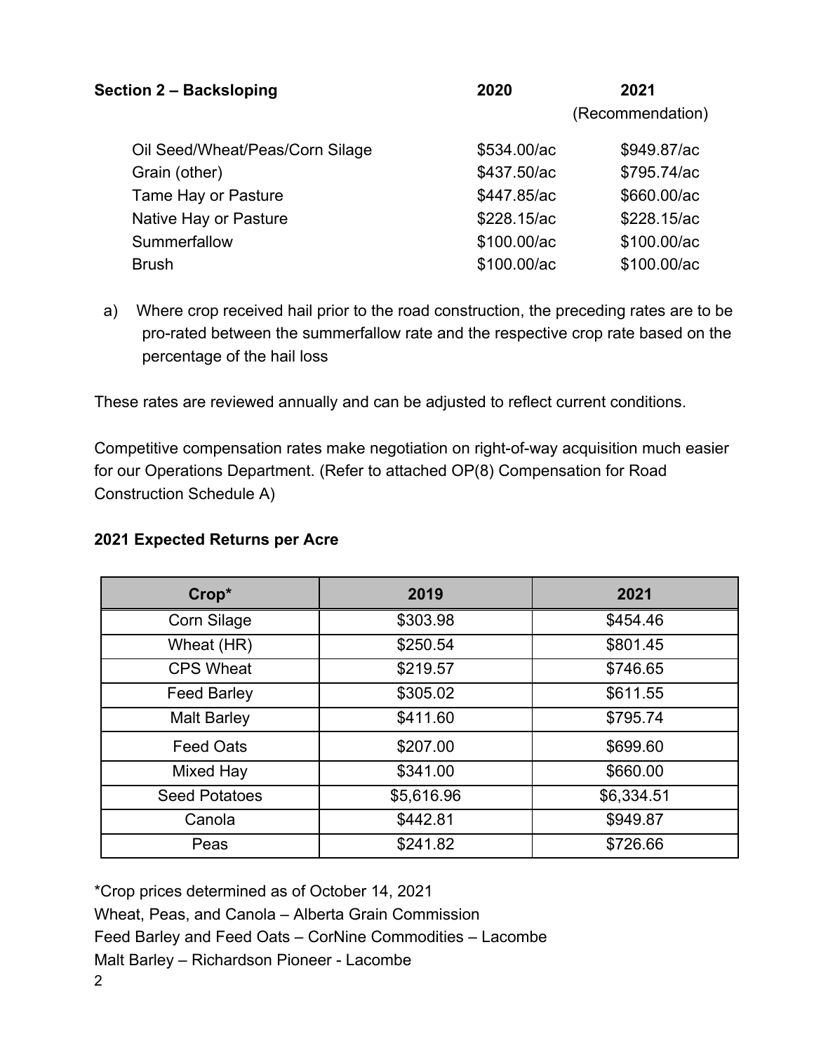**Section 2 – Backsloping**

| | 2020 | 2021 (Recommendation) |
|---|---|---|
| Oil Seed/Wheat/Peas/Corn Silage | $534.00/ac | $949.87/ac |
| Grain (other) | $437.50/ac | $795.74/ac |
| Tame Hay or Pasture | $447.85/ac | $660.00/ac |
| Native Hay or Pasture | $228.15/ac | $228.15/ac |
| Summerfallow | $100.00/ac | $100.00/ac |
| Brush | $100.00/ac | $100.00/ac |

a) Where crop received hail prior to the road construction, the preceding rates are to be pro-rated between the summerfallow rate and the respective crop rate based on the percentage of the hail loss

These rates are reviewed annually and can be adjusted to reflect current conditions.

Competitive compensation rates make negotiation on right-of-way acquisition much easier for our Operations Department. (Refer to attached OP(8) Compensation for Road Construction Schedule A)

**2021 Expected Returns per Acre**

| Crop* | 2019 | 2021 |
|---|---|---|
| Corn Silage | $303.98 | $454.46 |
| Wheat (HR) | $250.54 | $801.45 |
| CPS Wheat | $219.57 | $746.65 |
| Feed Barley | $305.02 | $611.55 |
| Malt Barley | $411.60 | $795.74 |
| Feed Oats | $207.00 | $699.60 |
| Mixed Hay | $341.00 | $660.00 |
| Seed Potatoes | $5,616.96 | $6,334.51 |
| Canola | $442.81 | $949.87 |
| Peas | $241.82 | $726.66 |

*Crop prices determined as of October 14, 2021

Wheat, Peas, and Canola – Alberta Grain Commission

Feed Barley and Feed Oats – CorNine Commodities – Lacombe

Malt Barley – Richardson Pioneer - Lacombe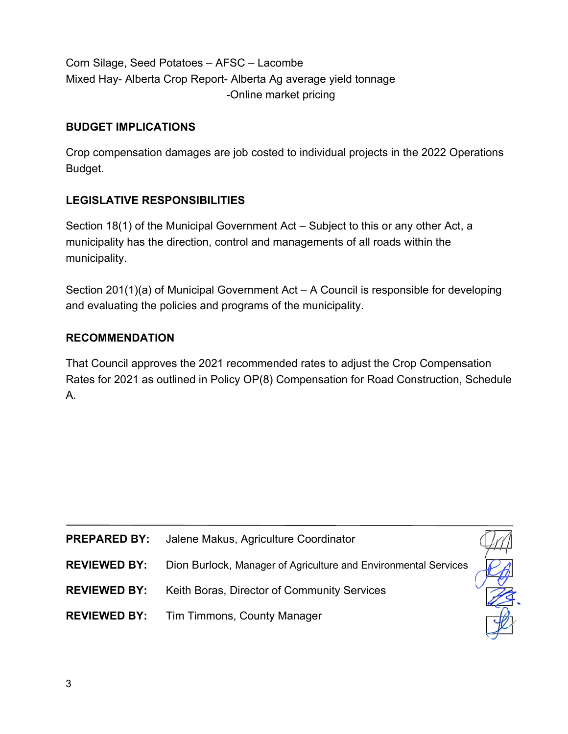Corn Silage, Seed Potatoes – AFSC – Lacombe
Mixed Hay- Alberta Crop Report- Alberta Ag average yield tonnage
-Online market pricing

**BUDGET IMPLICATIONS**

Crop compensation damages are job costed to individual projects in the 2022 Operations Budget.

**LEGISLATIVE RESPONSIBILITIES**

Section 18(1) of the Municipal Government Act – Subject to this or any other Act, a municipality has the direction, control and managements of all roads within the municipality.

Section 201(1)(a) of Municipal Government Act – A Council is responsible for developing and evaluating the policies and programs of the municipality.

**RECOMMENDATION**

That Council approves the 2021 recommended rates to adjust the Crop Compensation Rates for 2021 as outlined in Policy OP(8) Compensation for Road Construction, Schedule A.

---

**PREPARED BY:** Jalene Makus, Agriculture Coordinator

**REVIEWED BY:** Dion Burlock, Manager of Agriculture and Environmental Services

**REVIEWED BY:** Keith Boras, Director of Community Services

**REVIEWED BY:** Tim Timmons, County Manager